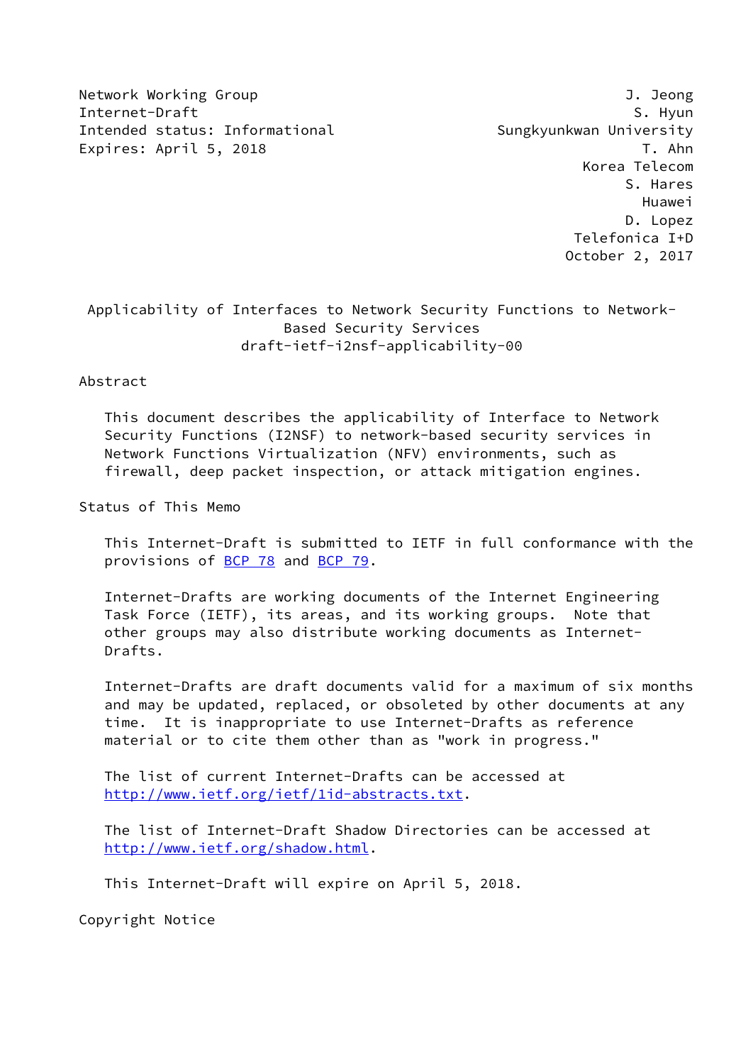Network Working Group J. Jeong
Internet-Draft S. Hyun
Intended status: Informational Sungkyunkwan University
Expires: April 5, 2018 T. Ahn
Korea Telecom
S. Hares
Huawei
D. Lopez
Telefonica I+D
October 2, 2017

# Applicability of Interfaces to Network Security Functions to Network-Based Security Services
draft-ietf-i2nsf-applicability-00

## Abstract

This document describes the applicability of Interface to Network Security Functions (I2NSF) to network-based security services in Network Functions Virtualization (NFV) environments, such as firewall, deep packet inspection, or attack mitigation engines.

## Status of This Memo

This Internet-Draft is submitted to IETF in full conformance with the provisions of BCP 78 and BCP 79.

Internet-Drafts are working documents of the Internet Engineering Task Force (IETF), its areas, and its working groups. Note that other groups may also distribute working documents as Internet-Drafts.

Internet-Drafts are draft documents valid for a maximum of six months and may be updated, replaced, or obsoleted by other documents at any time. It is inappropriate to use Internet-Drafts as reference material or to cite them other than as "work in progress."

The list of current Internet-Drafts can be accessed at http://www.ietf.org/ietf/1id-abstracts.txt.

The list of Internet-Draft Shadow Directories can be accessed at http://www.ietf.org/shadow.html.

This Internet-Draft will expire on April 5, 2018.

## Copyright Notice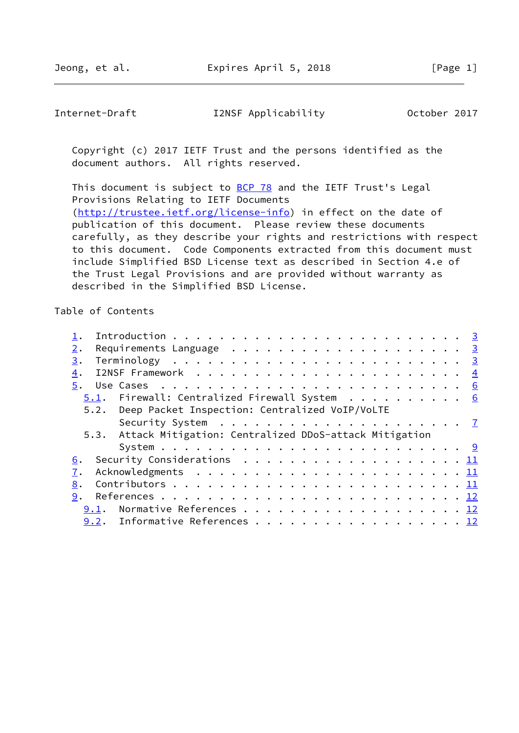Copyright (c) 2017 IETF Trust and the persons identified as the document authors. All rights reserved.

This document is subject to BCP 78 and the IETF Trust's Legal Provisions Relating to IETF Documents (http://trustee.ietf.org/license-info) in effect on the date of publication of this document. Please review these documents carefully, as they describe your rights and restrictions with respect to this document. Code Components extracted from this document must include Simplified BSD License text as described in Section 4.e of the Trust Legal Provisions and are provided without warranty as described in the Simplified BSD License.

## Table of Contents

```
   1.  Introduction . . . . . . . . . . . . . . . . . . . . . . . .   3
   2.  Requirements Language  . . . . . . . . . . . . . . . . . . .   3
   3.  Terminology  . . . . . . . . . . . . . . . . . . . . . . . .   3
   4.  I2NSF Framework  . . . . . . . . . . . . . . . . . . . . . .   4
   5.  Use Cases  . . . . . . . . . . . . . . . . . . . . . . . . .   6
     5.1.  Firewall: Centralized Firewall System  . . . . . . . . .   6
     5.2.  Deep Packet Inspection: Centralized VoIP/VoLTE
           Security System  . . . . . . . . . . . . . . . . . . . .   7
     5.3.  Attack Mitigation: Centralized DDoS-attack Mitigation
           System . . . . . . . . . . . . . . . . . . . . . . . . .   9
   6.  Security Considerations  . . . . . . . . . . . . . . . . . .  11
   7.  Acknowledgments  . . . . . . . . . . . . . . . . . . . . . .  11
   8.  Contributors . . . . . . . . . . . . . . . . . . . . . . . .  11
   9.  References . . . . . . . . . . . . . . . . . . . . . . . . .  12
     9.1.  Normative References . . . . . . . . . . . . . . . . . .  12
     9.2.  Informative References . . . . . . . . . . . . . . . . .  12
```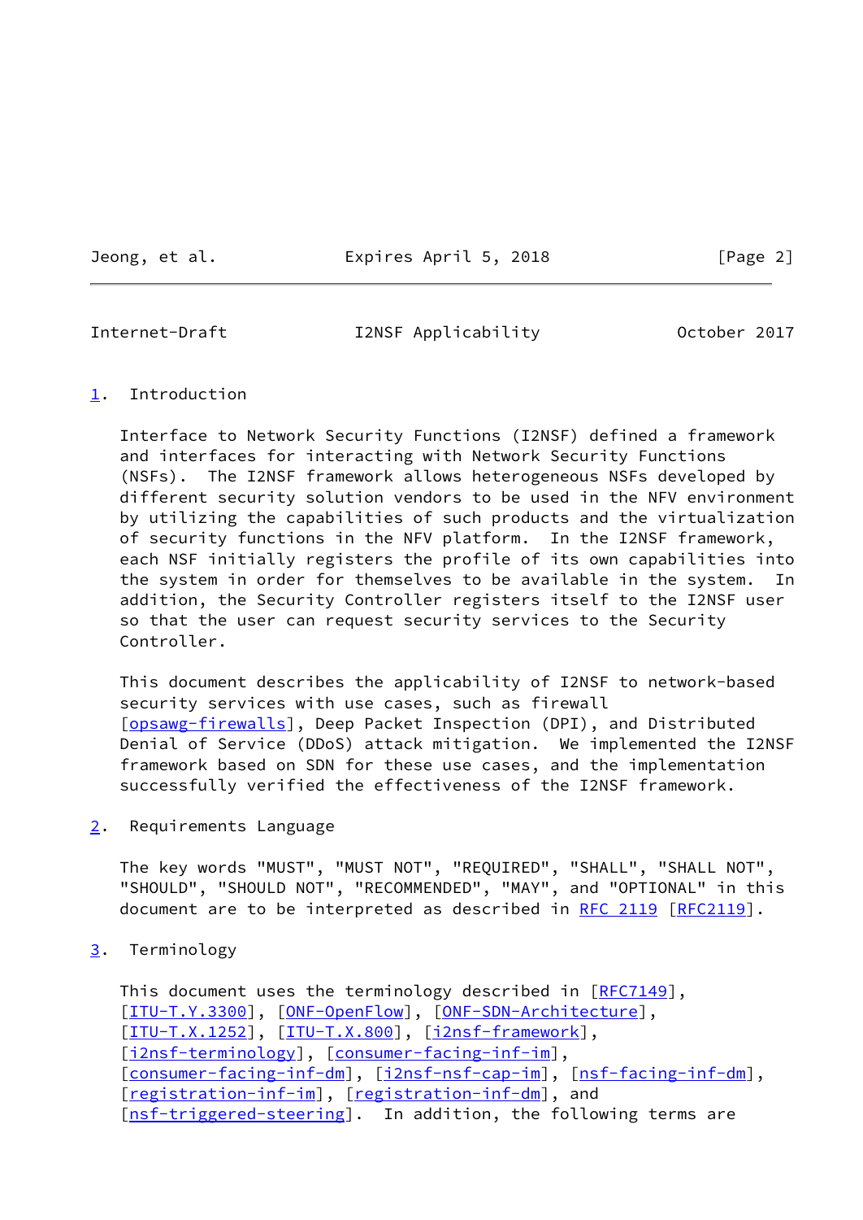## 1. Introduction

Interface to Network Security Functions (I2NSF) defined a framework and interfaces for interacting with Network Security Functions (NSFs). The I2NSF framework allows heterogeneous NSFs developed by different security solution vendors to be used in the NFV environment by utilizing the capabilities of such products and the virtualization of security functions in the NFV platform. In the I2NSF framework, each NSF initially registers the profile of its own capabilities into the system in order for themselves to be available in the system. In addition, the Security Controller registers itself to the I2NSF user so that the user can request security services to the Security Controller.

This document describes the applicability of I2NSF to network-based security services with use cases, such as firewall [opsawg-firewalls], Deep Packet Inspection (DPI), and Distributed Denial of Service (DDoS) attack mitigation. We implemented the I2NSF framework based on SDN for these use cases, and the implementation successfully verified the effectiveness of the I2NSF framework.

## 2. Requirements Language

The key words "MUST", "MUST NOT", "REQUIRED", "SHALL", "SHALL NOT", "SHOULD", "SHOULD NOT", "RECOMMENDED", "MAY", and "OPTIONAL" in this document are to be interpreted as described in RFC 2119 [RFC2119].

## 3. Terminology

This document uses the terminology described in [RFC7149], [ITU-T.Y.3300], [ONF-OpenFlow], [ONF-SDN-Architecture], [ITU-T.X.1252], [ITU-T.X.800], [i2nsf-framework], [i2nsf-terminology], [consumer-facing-inf-im], [consumer-facing-inf-dm], [i2nsf-nsf-cap-im], [nsf-facing-inf-dm], [registration-inf-im], [registration-inf-dm], and [nsf-triggered-steering]. In addition, the following terms are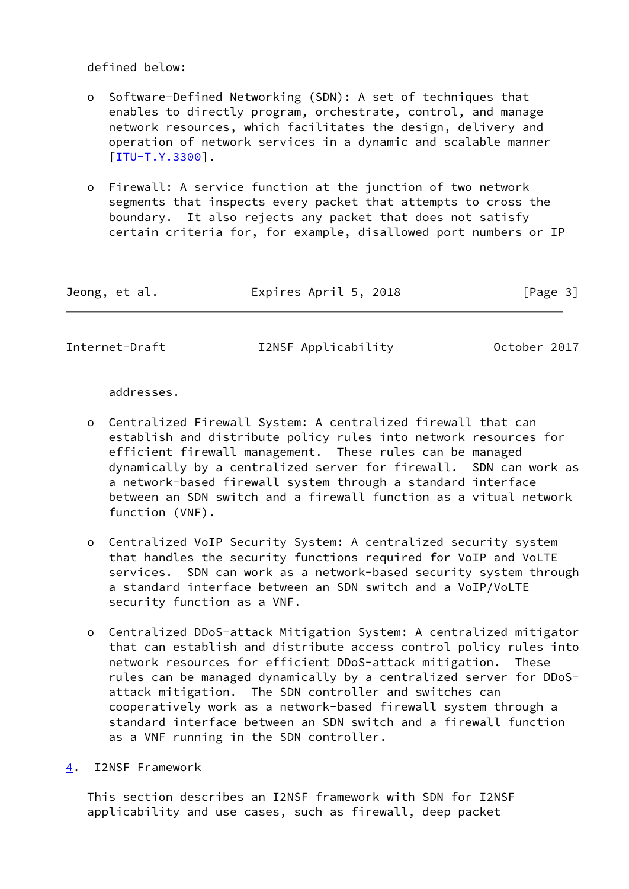defined below:

- Software-Defined Networking (SDN): A set of techniques that enables to directly program, orchestrate, control, and manage network resources, which facilitates the design, delivery and operation of network services in a dynamic and scalable manner [ITU-T.Y.3300].

- Firewall: A service function at the junction of two network segments that inspects every packet that attempts to cross the boundary. It also rejects any packet that does not satisfy certain criteria for, for example, disallowed port numbers or IP addresses.

- Centralized Firewall System: A centralized firewall that can establish and distribute policy rules into network resources for efficient firewall management. These rules can be managed dynamically by a centralized server for firewall. SDN can work as a network-based firewall system through a standard interface between an SDN switch and a firewall function as a vitual network function (VNF).

- Centralized VoIP Security System: A centralized security system that handles the security functions required for VoIP and VoLTE services. SDN can work as a network-based security system through a standard interface between an SDN switch and a VoIP/VoLTE security function as a VNF.

- Centralized DDoS-attack Mitigation System: A centralized mitigator that can establish and distribute access control policy rules into network resources for efficient DDoS-attack mitigation. These rules can be managed dynamically by a centralized server for DDoS-attack mitigation. The SDN controller and switches can cooperatively work as a network-based firewall system through a standard interface between an SDN switch and a firewall function as a VNF running in the SDN controller.

## 4. I2NSF Framework

This section describes an I2NSF framework with SDN for I2NSF applicability and use cases, such as firewall, deep packet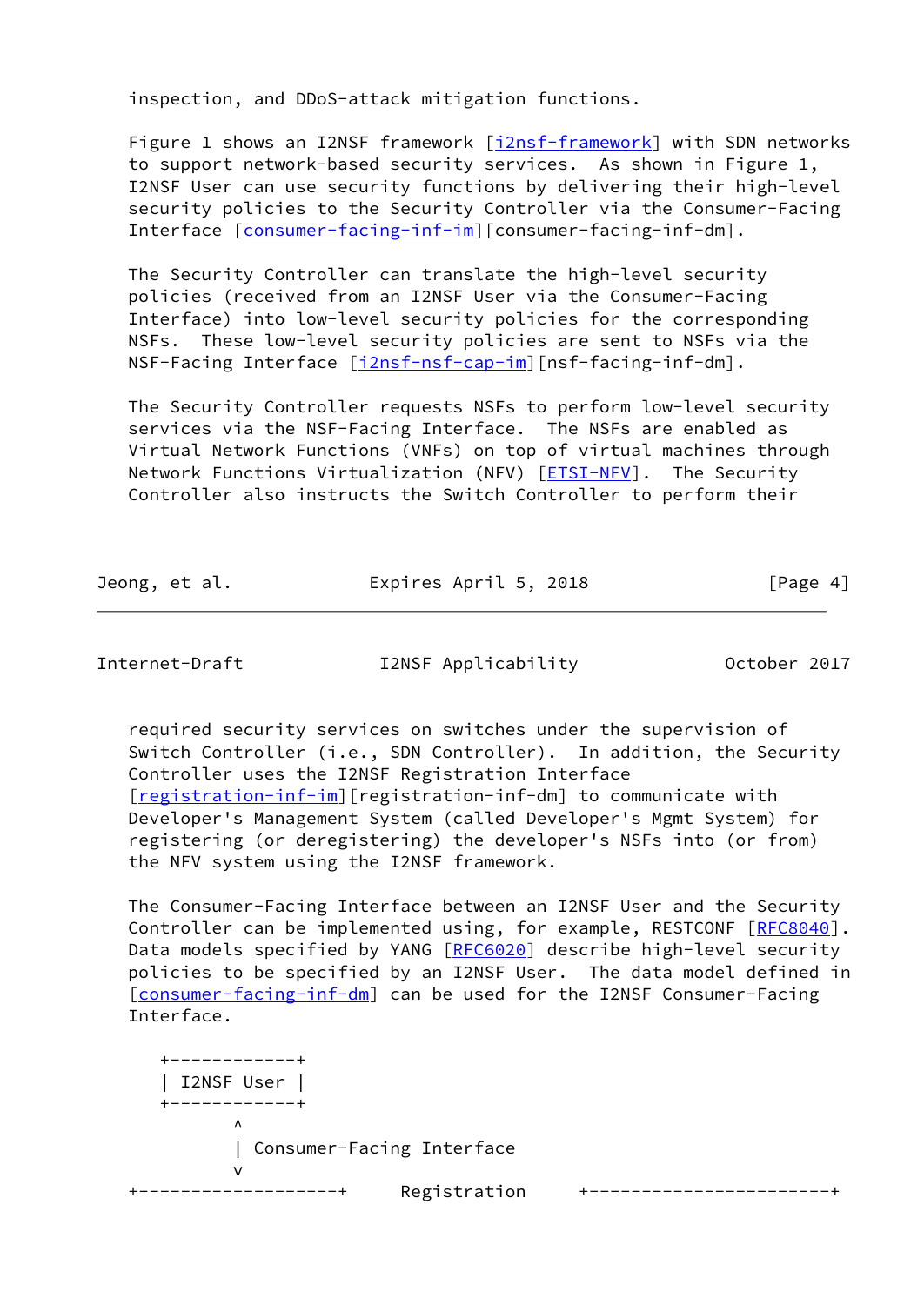inspection, and DDoS-attack mitigation functions.

Figure 1 shows an I2NSF framework [i2nsf-framework] with SDN networks to support network-based security services. As shown in Figure 1, I2NSF User can use security functions by delivering their high-level security policies to the Security Controller via the Consumer-Facing Interface [consumer-facing-inf-im][consumer-facing-inf-dm].

The Security Controller can translate the high-level security policies (received from an I2NSF User via the Consumer-Facing Interface) into low-level security policies for the corresponding NSFs. These low-level security policies are sent to NSFs via the NSF-Facing Interface [i2nsf-nsf-cap-im][nsf-facing-inf-dm].

The Security Controller requests NSFs to perform low-level security services via the NSF-Facing Interface. The NSFs are enabled as Virtual Network Functions (VNFs) on top of virtual machines through Network Functions Virtualization (NFV) [ETSI-NFV]. The Security Controller also instructs the Switch Controller to perform their required security services on switches under the supervision of Switch Controller (i.e., SDN Controller). In addition, the Security Controller uses the I2NSF Registration Interface [registration-inf-im][registration-inf-dm] to communicate with Developer's Management System (called Developer's Mgmt System) for registering (or deregistering) the developer's NSFs into (or from) the NFV system using the I2NSF framework.

The Consumer-Facing Interface between an I2NSF User and the Security Controller can be implemented using, for example, RESTCONF [RFC8040]. Data models specified by YANG [RFC6020] describe high-level security policies to be specified by an I2NSF User. The data model defined in [consumer-facing-inf-dm] can be used for the I2NSF Consumer-Facing Interface.

```
    +------------+
    | I2NSF User |
    +------------+
           ^
           | Consumer-Facing Interface
           v
+-------------------+     Registration     +-----------------------+
```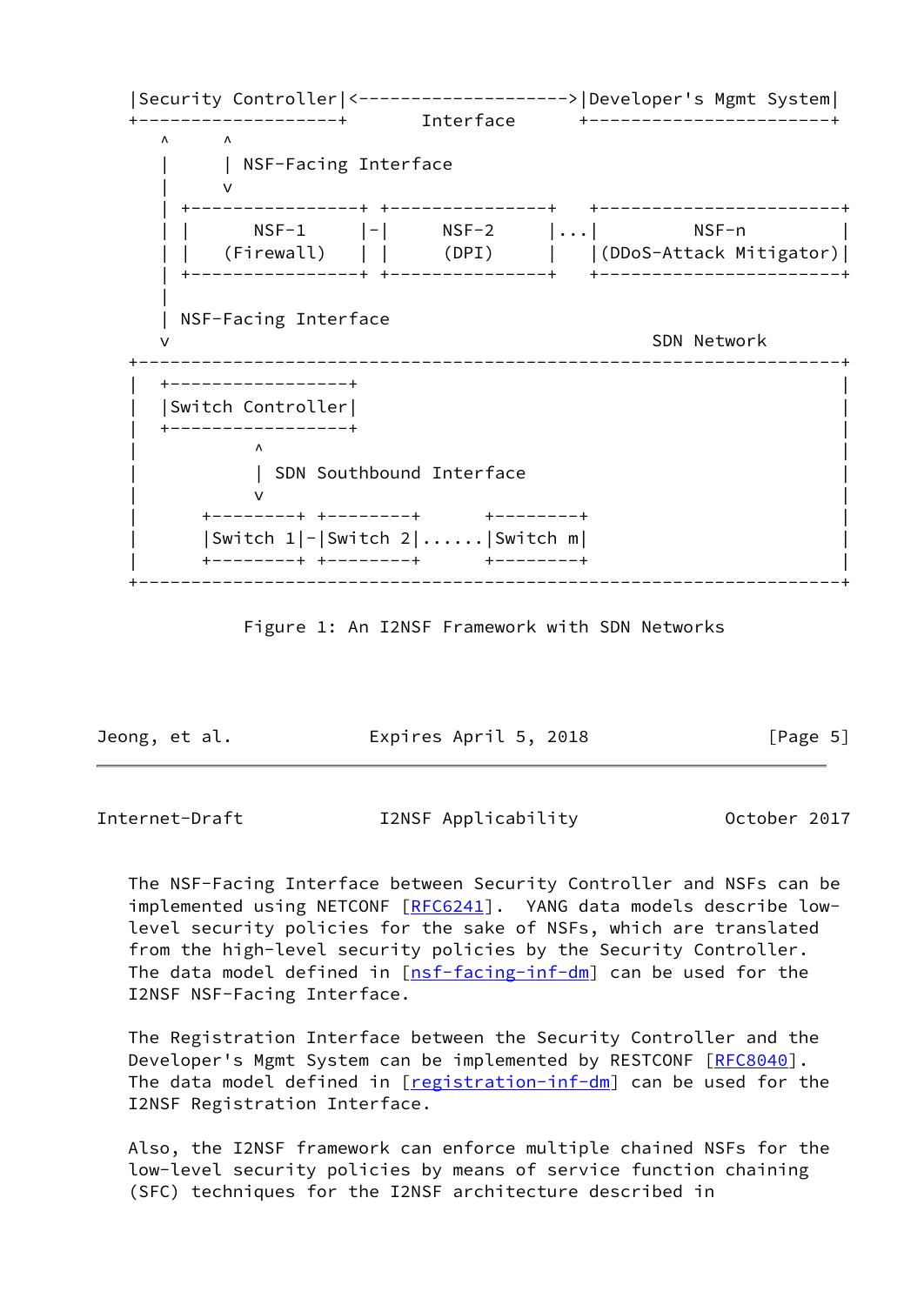```
   |Security Controller|<-------------------->|Developer's Mgmt System|
   +-------------------+       Interface      +-----------------------+
      ^     ^
      |     | NSF-Facing Interface
      |     v
      | +----------------+ +---------------+   +-----------------------+
      | |      NSF-1     |-|      NSF-2    |...|          NSF-n        |
      | |   (Firewall)   | |     (DPI)     |   |(DDoS-Attack Mitigator)|
      | +----------------+ +---------------+   +-----------------------+
      |
      | NSF-Facing Interface
      v                                                 SDN Network
   +--------------------------------------------------------------------+
   |  +-----------------+                                                |
   |  |Switch Controller|                                                |
   |  +-----------------+                                                |
   |            ^                                                       |
   |            | SDN Southbound Interface                              |
   |            v                                                       |
   |      +--------+ +---------+      +--------+                        |
   |      |Switch 1|-|Switch 2|......|Switch m|                         |
   |      +--------+ +---------+      +--------+                        |
   +--------------------------------------------------------------------+
```

Figure 1: An I2NSF Framework with SDN Networks

The NSF-Facing Interface between Security Controller and NSFs can be implemented using NETCONF [RFC6241]. YANG data models describe low-level security policies for the sake of NSFs, which are translated from the high-level security policies by the Security Controller. The data model defined in [nsf-facing-inf-dm] can be used for the I2NSF NSF-Facing Interface.

The Registration Interface between the Security Controller and the Developer's Mgmt System can be implemented by RESTCONF [RFC8040]. The data model defined in [registration-inf-dm] can be used for the I2NSF Registration Interface.

Also, the I2NSF framework can enforce multiple chained NSFs for the low-level security policies by means of service function chaining (SFC) techniques for the I2NSF architecture described in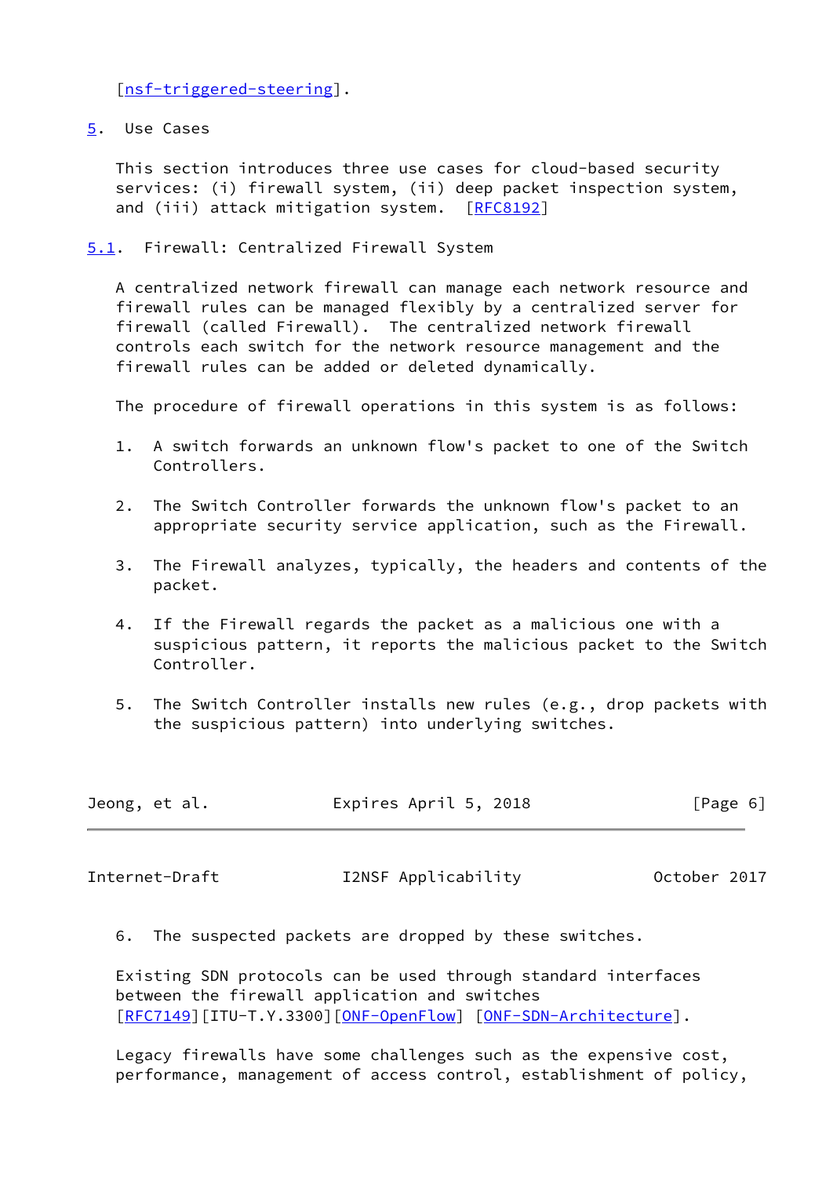[nsf-triggered-steering].

## 5. Use Cases

This section introduces three use cases for cloud-based security services: (i) firewall system, (ii) deep packet inspection system, and (iii) attack mitigation system. [RFC8192]

### 5.1. Firewall: Centralized Firewall System

A centralized network firewall can manage each network resource and firewall rules can be managed flexibly by a centralized server for firewall (called Firewall). The centralized network firewall controls each switch for the network resource management and the firewall rules can be added or deleted dynamically.

The procedure of firewall operations in this system is as follows:

1. A switch forwards an unknown flow's packet to one of the Switch Controllers.

2. The Switch Controller forwards the unknown flow's packet to an appropriate security service application, such as the Firewall.

3. The Firewall analyzes, typically, the headers and contents of the packet.

4. If the Firewall regards the packet as a malicious one with a suspicious pattern, it reports the malicious packet to the Switch Controller.

5. The Switch Controller installs new rules (e.g., drop packets with the suspicious pattern) into underlying switches.

6. The suspected packets are dropped by these switches.

Existing SDN protocols can be used through standard interfaces between the firewall application and switches [RFC7149][ITU-T.Y.3300][ONF-OpenFlow] [ONF-SDN-Architecture].

Legacy firewalls have some challenges such as the expensive cost, performance, management of access control, establishment of policy,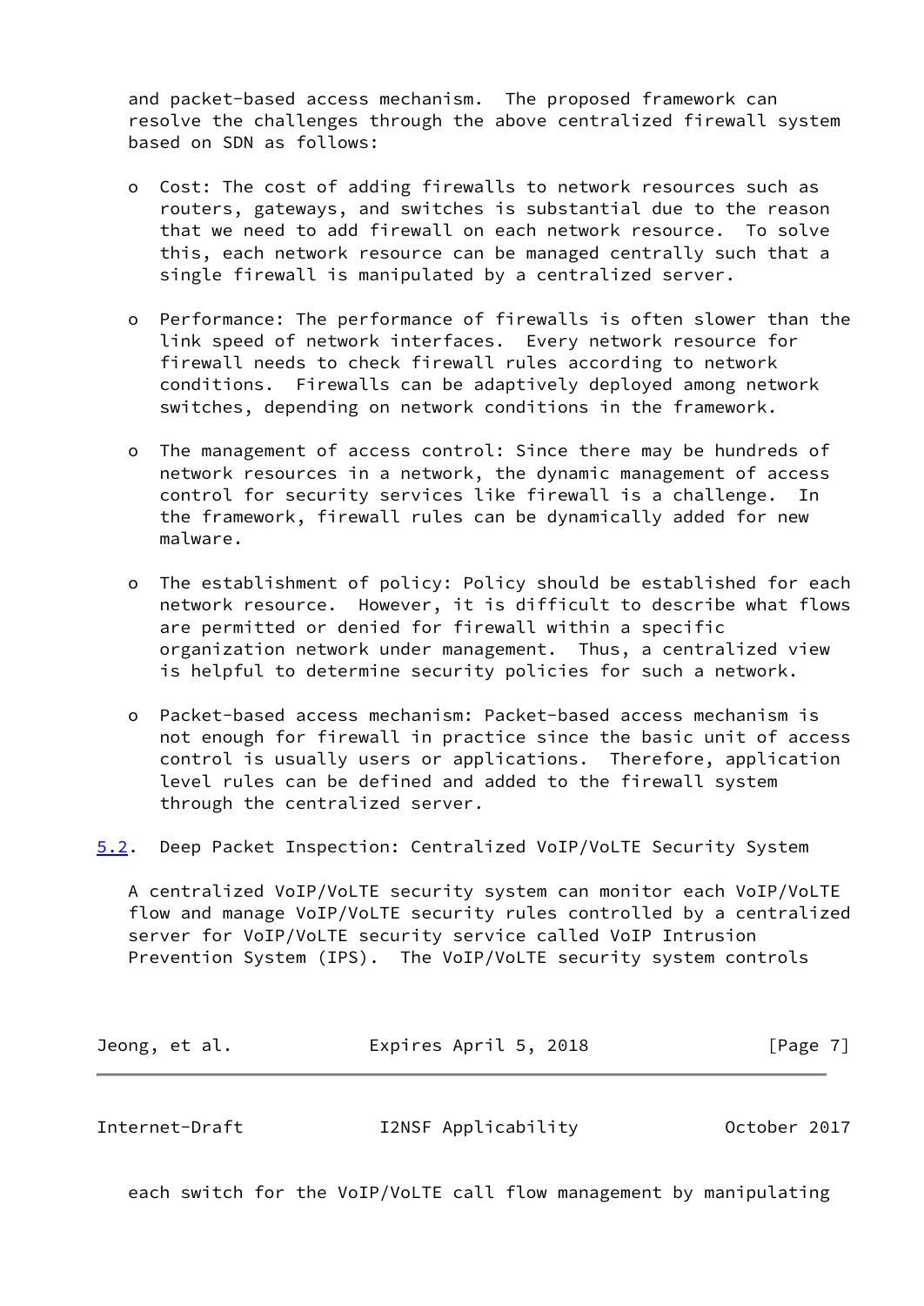and packet-based access mechanism. The proposed framework can resolve the challenges through the above centralized firewall system based on SDN as follows:

- Cost: The cost of adding firewalls to network resources such as routers, gateways, and switches is substantial due to the reason that we need to add firewall on each network resource. To solve this, each network resource can be managed centrally such that a single firewall is manipulated by a centralized server.

- Performance: The performance of firewalls is often slower than the link speed of network interfaces. Every network resource for firewall needs to check firewall rules according to network conditions. Firewalls can be adaptively deployed among network switches, depending on network conditions in the framework.

- The management of access control: Since there may be hundreds of network resources in a network, the dynamic management of access control for security services like firewall is a challenge. In the framework, firewall rules can be dynamically added for new malware.

- The establishment of policy: Policy should be established for each network resource. However, it is difficult to describe what flows are permitted or denied for firewall within a specific organization network under management. Thus, a centralized view is helpful to determine security policies for such a network.

- Packet-based access mechanism: Packet-based access mechanism is not enough for firewall in practice since the basic unit of access control is usually users or applications. Therefore, application level rules can be defined and added to the firewall system through the centralized server.

## 5.2. Deep Packet Inspection: Centralized VoIP/VoLTE Security System

A centralized VoIP/VoLTE security system can monitor each VoIP/VoLTE flow and manage VoIP/VoLTE security rules controlled by a centralized server for VoIP/VoLTE security service called VoIP Intrusion Prevention System (IPS). The VoIP/VoLTE security system controls each switch for the VoIP/VoLTE call flow management by manipulating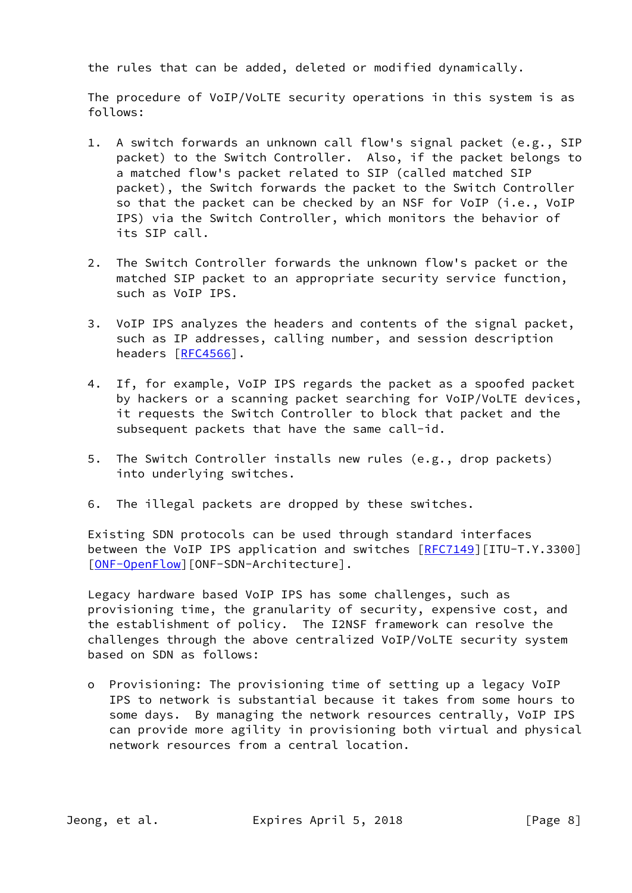the rules that can be added, deleted or modified dynamically.

The procedure of VoIP/VoLTE security operations in this system is as follows:

1. A switch forwards an unknown call flow's signal packet (e.g., SIP packet) to the Switch Controller. Also, if the packet belongs to a matched flow's packet related to SIP (called matched SIP packet), the Switch forwards the packet to the Switch Controller so that the packet can be checked by an NSF for VoIP (i.e., VoIP IPS) via the Switch Controller, which monitors the behavior of its SIP call.

2. The Switch Controller forwards the unknown flow's packet or the matched SIP packet to an appropriate security service function, such as VoIP IPS.

3. VoIP IPS analyzes the headers and contents of the signal packet, such as IP addresses, calling number, and session description headers [RFC4566].

4. If, for example, VoIP IPS regards the packet as a spoofed packet by hackers or a scanning packet searching for VoIP/VoLTE devices, it requests the Switch Controller to block that packet and the subsequent packets that have the same call-id.

5. The Switch Controller installs new rules (e.g., drop packets) into underlying switches.

6. The illegal packets are dropped by these switches.

Existing SDN protocols can be used through standard interfaces between the VoIP IPS application and switches [RFC7149][ITU-T.Y.3300] [ONF-OpenFlow][ONF-SDN-Architecture].

Legacy hardware based VoIP IPS has some challenges, such as provisioning time, the granularity of security, expensive cost, and the establishment of policy. The I2NSF framework can resolve the challenges through the above centralized VoIP/VoLTE security system based on SDN as follows:

- Provisioning: The provisioning time of setting up a legacy VoIP IPS to network is substantial because it takes from some hours to some days. By managing the network resources centrally, VoIP IPS can provide more agility in provisioning both virtual and physical network resources from a central location.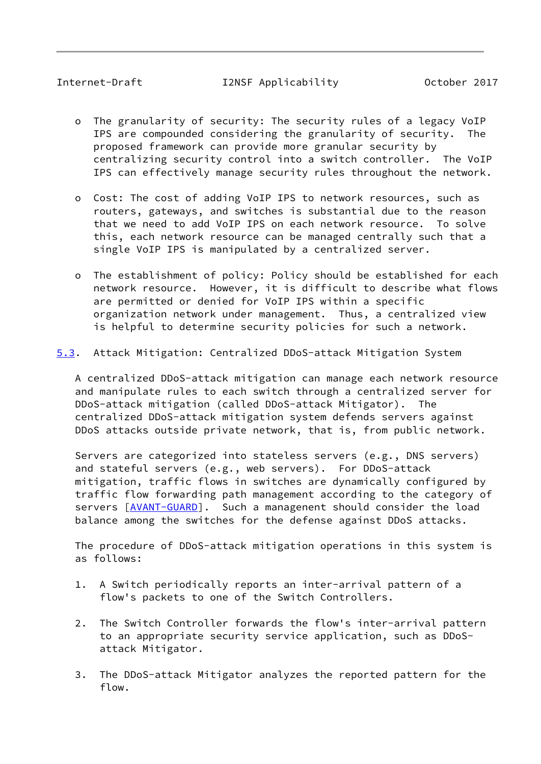- The granularity of security: The security rules of a legacy VoIP IPS are compounded considering the granularity of security. The proposed framework can provide more granular security by centralizing security control into a switch controller. The VoIP IPS can effectively manage security rules throughout the network.

- Cost: The cost of adding VoIP IPS to network resources, such as routers, gateways, and switches is substantial due to the reason that we need to add VoIP IPS on each network resource. To solve this, each network resource can be managed centrally such that a single VoIP IPS is manipulated by a centralized server.

- The establishment of policy: Policy should be established for each network resource. However, it is difficult to describe what flows are permitted or denied for VoIP IPS within a specific organization network under management. Thus, a centralized view is helpful to determine security policies for such a network.

### 5.3. Attack Mitigation: Centralized DDoS-attack Mitigation System

A centralized DDoS-attack mitigation can manage each network resource and manipulate rules to each switch through a centralized server for DDoS-attack mitigation (called DDoS-attack Mitigator). The centralized DDoS-attack mitigation system defends servers against DDoS attacks outside private network, that is, from public network.

Servers are categorized into stateless servers (e.g., DNS servers) and stateful servers (e.g., web servers). For DDoS-attack mitigation, traffic flows in switches are dynamically configured by traffic flow forwarding path management according to the category of servers [AVANT-GUARD]. Such a managenent should consider the load balance among the switches for the defense against DDoS attacks.

The procedure of DDoS-attack mitigation operations in this system is as follows:

1. A Switch periodically reports an inter-arrival pattern of a flow's packets to one of the Switch Controllers.

2. The Switch Controller forwards the flow's inter-arrival pattern to an appropriate security service application, such as DDoS-attack Mitigator.

3. The DDoS-attack Mitigator analyzes the reported pattern for the flow.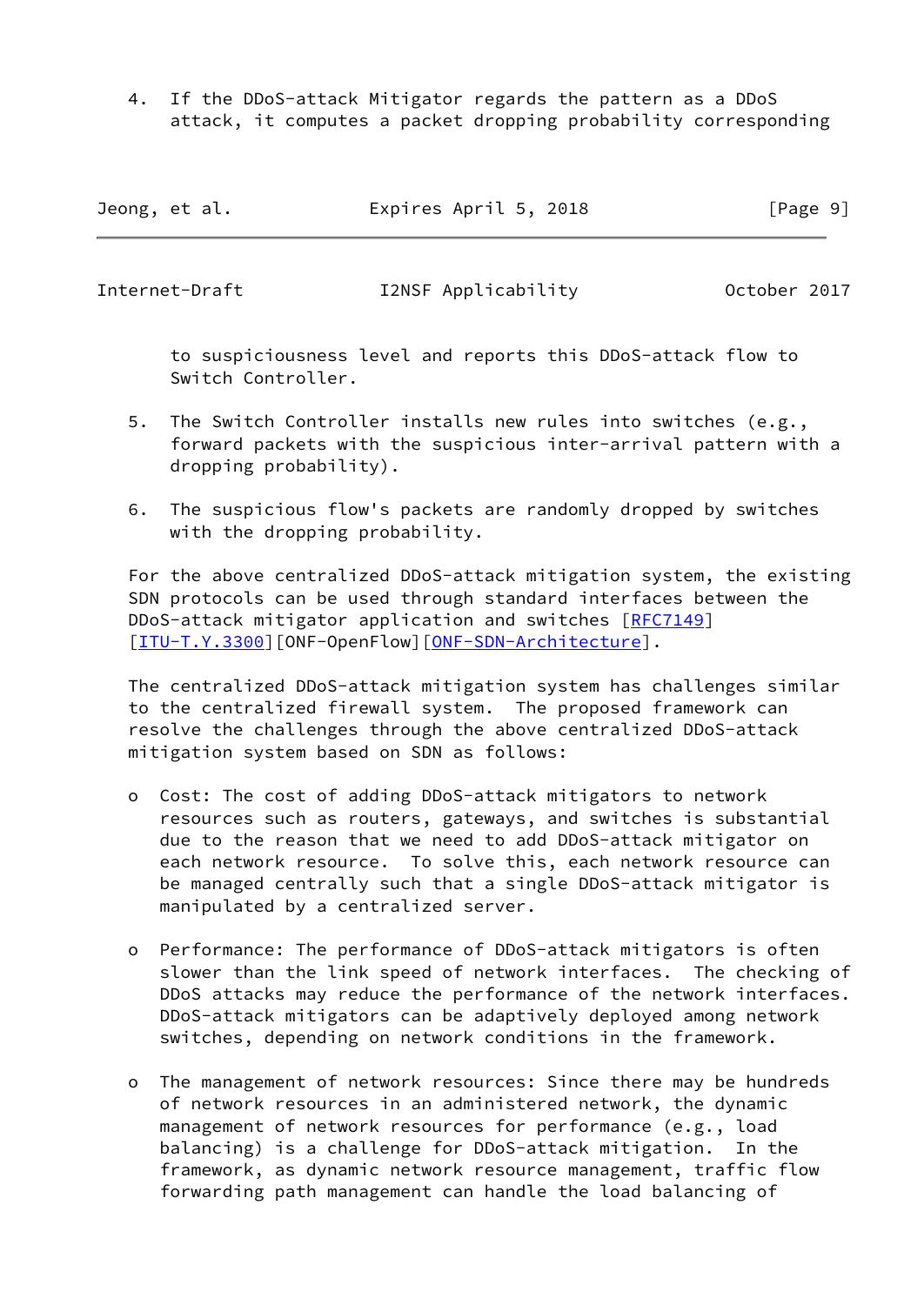4. If the DDoS-attack Mitigator regards the pattern as a DDoS attack, it computes a packet dropping probability corresponding to suspiciousness level and reports this DDoS-attack flow to Switch Controller.

5. The Switch Controller installs new rules into switches (e.g., forward packets with the suspicious inter-arrival pattern with a dropping probability).

6. The suspicious flow's packets are randomly dropped by switches with the dropping probability.

For the above centralized DDoS-attack mitigation system, the existing SDN protocols can be used through standard interfaces between the DDoS-attack mitigator application and switches [RFC7149] [ITU-T.Y.3300][ONF-OpenFlow][ONF-SDN-Architecture].

The centralized DDoS-attack mitigation system has challenges similar to the centralized firewall system. The proposed framework can resolve the challenges through the above centralized DDoS-attack mitigation system based on SDN as follows:

- Cost: The cost of adding DDoS-attack mitigators to network resources such as routers, gateways, and switches is substantial due to the reason that we need to add DDoS-attack mitigator on each network resource. To solve this, each network resource can be managed centrally such that a single DDoS-attack mitigator is manipulated by a centralized server.

- Performance: The performance of DDoS-attack mitigators is often slower than the link speed of network interfaces. The checking of DDoS attacks may reduce the performance of the network interfaces. DDoS-attack mitigators can be adaptively deployed among network switches, depending on network conditions in the framework.

- The management of network resources: Since there may be hundreds of network resources in an administered network, the dynamic management of network resources for performance (e.g., load balancing) is a challenge for DDoS-attack mitigation. In the framework, as dynamic network resource management, traffic flow forwarding path management can handle the load balancing of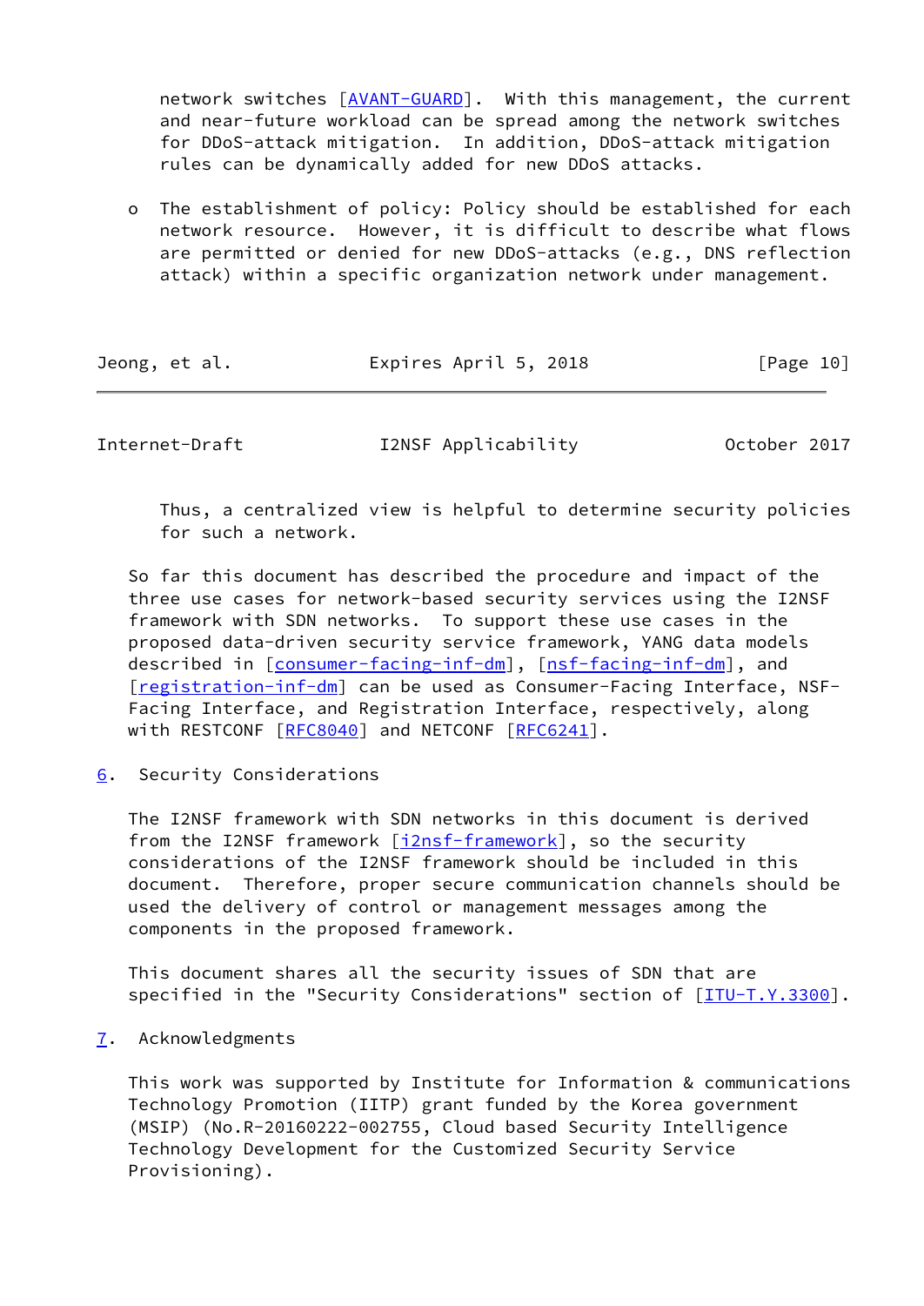network switches [AVANT-GUARD]. With this management, the current and near-future workload can be spread among the network switches for DDoS-attack mitigation. In addition, DDoS-attack mitigation rules can be dynamically added for new DDoS attacks.

- The establishment of policy: Policy should be established for each network resource. However, it is difficult to describe what flows are permitted or denied for new DDoS-attacks (e.g., DNS reflection attack) within a specific organization network under management. Thus, a centralized view is helpful to determine security policies for such a network.

So far this document has described the procedure and impact of the three use cases for network-based security services using the I2NSF framework with SDN networks. To support these use cases in the proposed data-driven security service framework, YANG data models described in [consumer-facing-inf-dm], [nsf-facing-inf-dm], and [registration-inf-dm] can be used as Consumer-Facing Interface, NSF-Facing Interface, and Registration Interface, respectively, along with RESTCONF [RFC8040] and NETCONF [RFC6241].

## 6. Security Considerations

The I2NSF framework with SDN networks in this document is derived from the I2NSF framework [i2nsf-framework], so the security considerations of the I2NSF framework should be included in this document. Therefore, proper secure communication channels should be used the delivery of control or management messages among the components in the proposed framework.

This document shares all the security issues of SDN that are specified in the "Security Considerations" section of [ITU-T.Y.3300].

## 7. Acknowledgments

This work was supported by Institute for Information & communications Technology Promotion (IITP) grant funded by the Korea government (MSIP) (No.R-20160222-002755, Cloud based Security Intelligence Technology Development for the Customized Security Service Provisioning).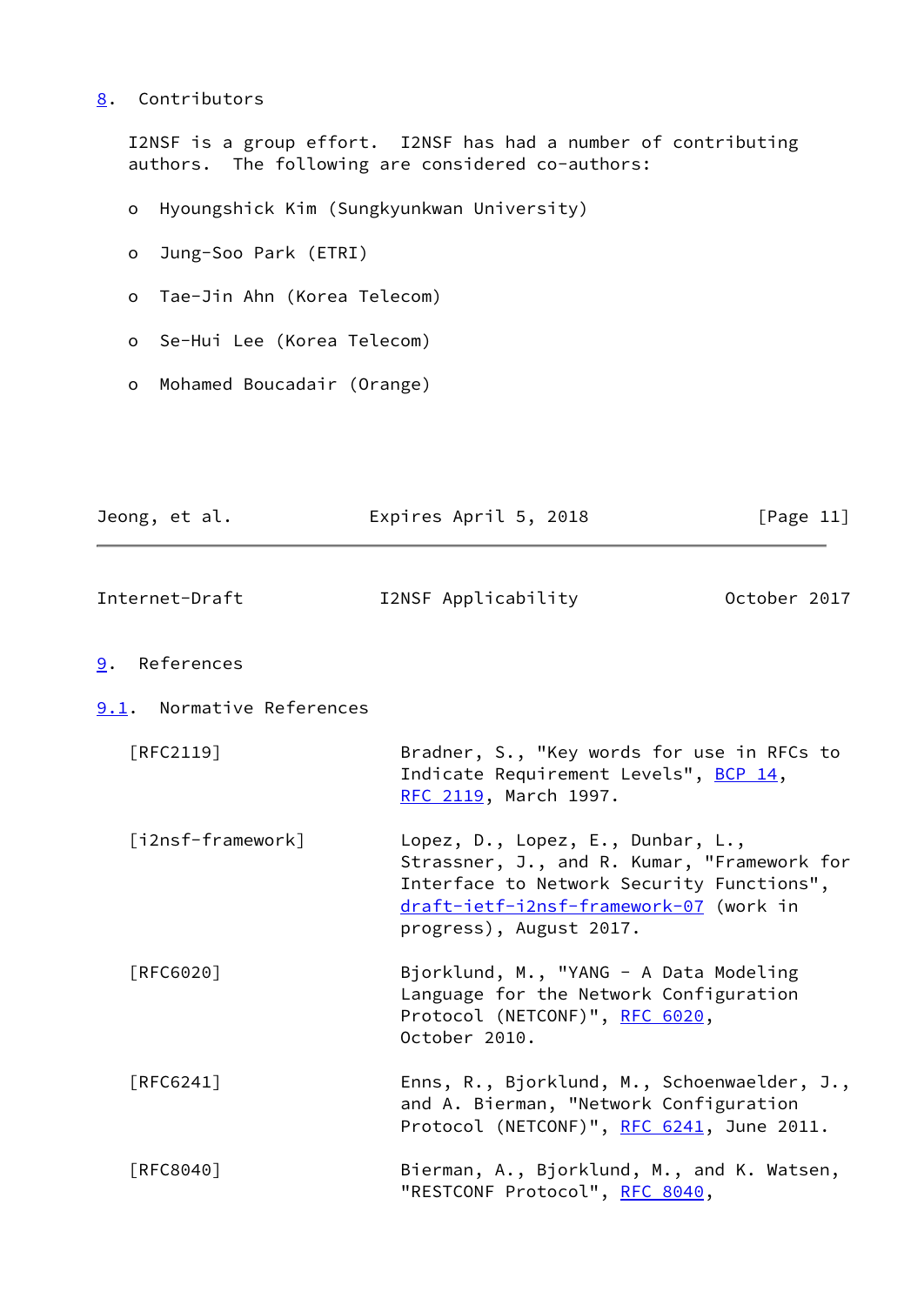## 8. Contributors

I2NSF is a group effort. I2NSF has had a number of contributing authors. The following are considered co-authors:

- Hyoungshick Kim (Sungkyunkwan University)
- Jung-Soo Park (ETRI)
- Tae-Jin Ahn (Korea Telecom)
- Se-Hui Lee (Korea Telecom)
- Mohamed Boucadair (Orange)

## 9. References

### 9.1. Normative References

[RFC2119] Bradner, S., "Key words for use in RFCs to Indicate Requirement Levels", BCP 14, RFC 2119, March 1997.

[i2nsf-framework] Lopez, D., Lopez, E., Dunbar, L., Strassner, J., and R. Kumar, "Framework for Interface to Network Security Functions", draft-ietf-i2nsf-framework-07 (work in progress), August 2017.

[RFC6020] Bjorklund, M., "YANG - A Data Modeling Language for the Network Configuration Protocol (NETCONF)", RFC 6020, October 2010.

[RFC6241] Enns, R., Bjorklund, M., Schoenwaelder, J., and A. Bierman, "Network Configuration Protocol (NETCONF)", RFC 6241, June 2011.

[RFC8040] Bierman, A., Bjorklund, M., and K. Watsen, "RESTCONF Protocol", RFC 8040,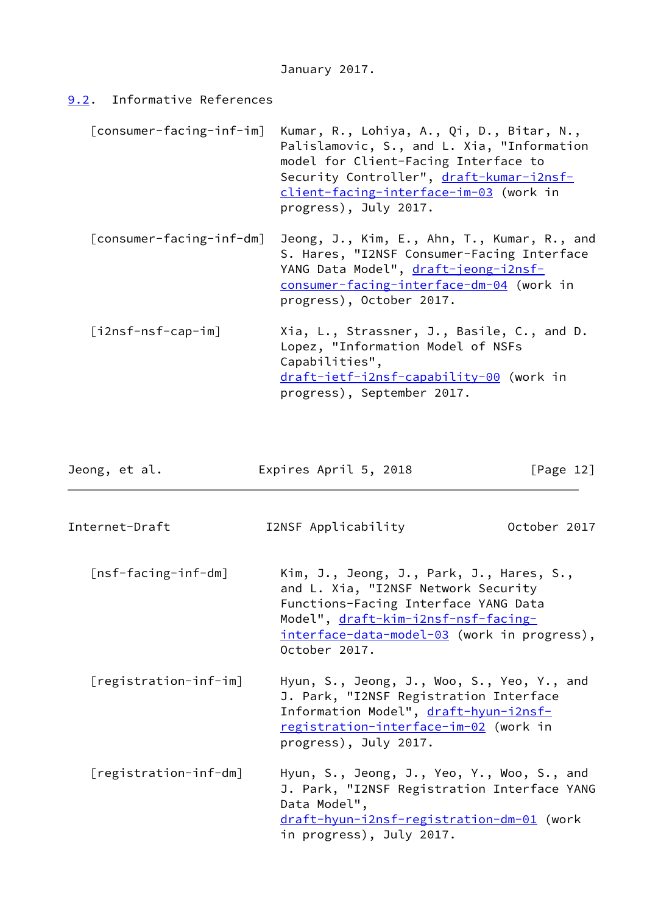January 2017.

## 9.2. Informative References

[consumer-facing-inf-im] Kumar, R., Lohiya, A., Qi, D., Bitar, N., Palislamovic, S., and L. Xia, "Information model for Client-Facing Interface to Security Controller", draft-kumar-i2nsf-client-facing-interface-im-03 (work in progress), July 2017.

[consumer-facing-inf-dm] Jeong, J., Kim, E., Ahn, T., Kumar, R., and S. Hares, "I2NSF Consumer-Facing Interface YANG Data Model", draft-jeong-i2nsf-consumer-facing-interface-dm-04 (work in progress), October 2017.

[i2nsf-nsf-cap-im] Xia, L., Strassner, J., Basile, C., and D. Lopez, "Information Model of NSFs Capabilities", draft-ietf-i2nsf-capability-00 (work in progress), September 2017.

[nsf-facing-inf-dm] Kim, J., Jeong, J., Park, J., Hares, S., and L. Xia, "I2NSF Network Security Functions-Facing Interface YANG Data Model", draft-kim-i2nsf-nsf-facing-interface-data-model-03 (work in progress), October 2017.

[registration-inf-im] Hyun, S., Jeong, J., Woo, S., Yeo, Y., and J. Park, "I2NSF Registration Interface Information Model", draft-hyun-i2nsf-registration-interface-im-02 (work in progress), July 2017.

[registration-inf-dm] Hyun, S., Jeong, J., Yeo, Y., Woo, S., and J. Park, "I2NSF Registration Interface YANG Data Model", draft-hyun-i2nsf-registration-dm-01 (work in progress), July 2017.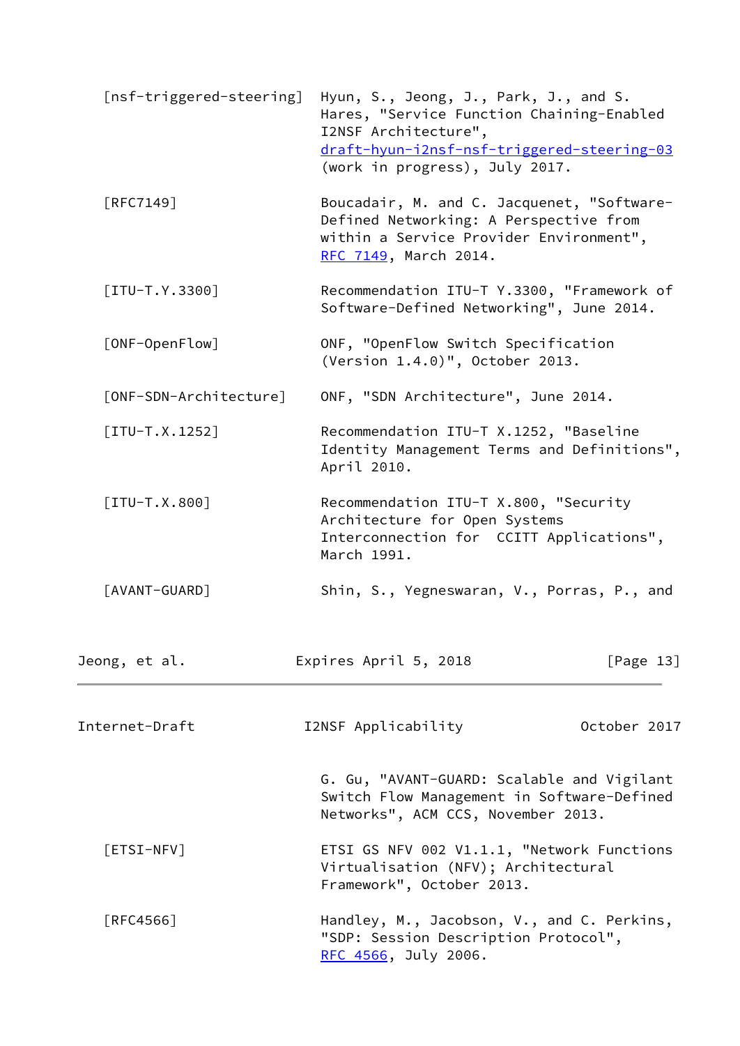[nsf-triggered-steering] Hyun, S., Jeong, J., Park, J., and S. Hares, "Service Function Chaining-Enabled I2NSF Architecture", draft-hyun-i2nsf-nsf-triggered-steering-03 (work in progress), July 2017.

[RFC7149] Boucadair, M. and C. Jacquenet, "Software-Defined Networking: A Perspective from within a Service Provider Environment", RFC 7149, March 2014.

[ITU-T.Y.3300] Recommendation ITU-T Y.3300, "Framework of Software-Defined Networking", June 2014.

[ONF-OpenFlow] ONF, "OpenFlow Switch Specification (Version 1.4.0)", October 2013.

[ONF-SDN-Architecture] ONF, "SDN Architecture", June 2014.

[ITU-T.X.1252] Recommendation ITU-T X.1252, "Baseline Identity Management Terms and Definitions", April 2010.

[ITU-T.X.800] Recommendation ITU-T X.800, "Security Architecture for Open Systems Interconnection for CCITT Applications", March 1991.

[AVANT-GUARD] Shin, S., Yegneswaran, V., Porras, P., and G. Gu, "AVANT-GUARD: Scalable and Vigilant Switch Flow Management in Software-Defined Networks", ACM CCS, November 2013.

[ETSI-NFV] ETSI GS NFV 002 V1.1.1, "Network Functions Virtualisation (NFV); Architectural Framework", October 2013.

[RFC4566] Handley, M., Jacobson, V., and C. Perkins, "SDP: Session Description Protocol", RFC 4566, July 2006.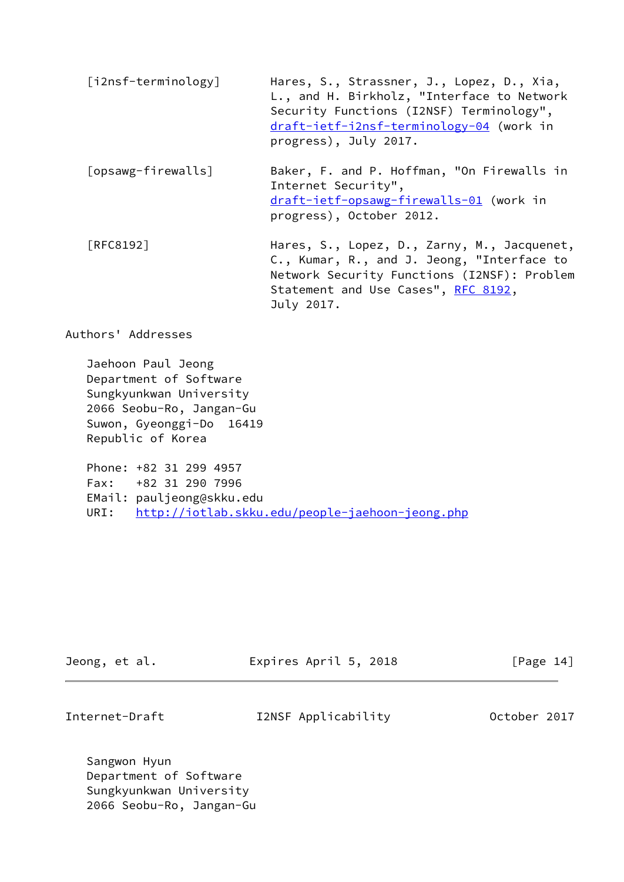[i2nsf-terminology] Hares, S., Strassner, J., Lopez, D., Xia, L., and H. Birkholz, "Interface to Network Security Functions (I2NSF) Terminology", draft-ietf-i2nsf-terminology-04 (work in progress), July 2017.

[opsawg-firewalls] Baker, F. and P. Hoffman, "On Firewalls in Internet Security", draft-ietf-opsawg-firewalls-01 (work in progress), October 2012.

[RFC8192] Hares, S., Lopez, D., Zarny, M., Jacquenet, C., Kumar, R., and J. Jeong, "Interface to Network Security Functions (I2NSF): Problem Statement and Use Cases", RFC 8192, July 2017.

## Authors' Addresses

Jaehoon Paul Jeong
Department of Software
Sungkyunkwan University
2066 Seobu-Ro, Jangan-Gu
Suwon, Gyeonggi-Do 16419
Republic of Korea

Phone: +82 31 299 4957
Fax: +82 31 290 7996
EMail: pauljeong@skku.edu
URI: http://iotlab.skku.edu/people-jaehoon-jeong.php

Sangwon Hyun
Department of Software
Sungkyunkwan University
2066 Seobu-Ro, Jangan-Gu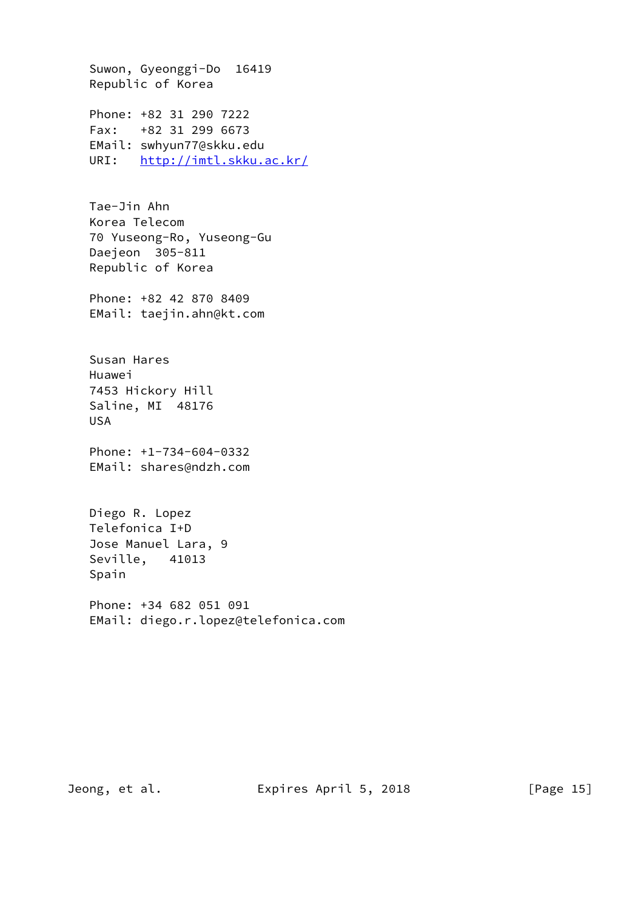Suwon, Gyeonggi-Do  16419
Republic of Korea

Phone: +82 31 290 7222
Fax:   +82 31 299 6673
EMail: swhyun77@skku.edu
URI:   http://imtl.skku.ac.kr/

Tae-Jin Ahn
Korea Telecom
70 Yuseong-Ro, Yuseong-Gu
Daejeon  305-811
Republic of Korea

Phone: +82 42 870 8409
EMail: taejin.ahn@kt.com

Susan Hares
Huawei
7453 Hickory Hill
Saline, MI  48176
USA

Phone: +1-734-604-0332
EMail: shares@ndzh.com

Diego R. Lopez
Telefonica I+D
Jose Manuel Lara, 9
Seville,   41013
Spain

Phone: +34 682 051 091
EMail: diego.r.lopez@telefonica.com